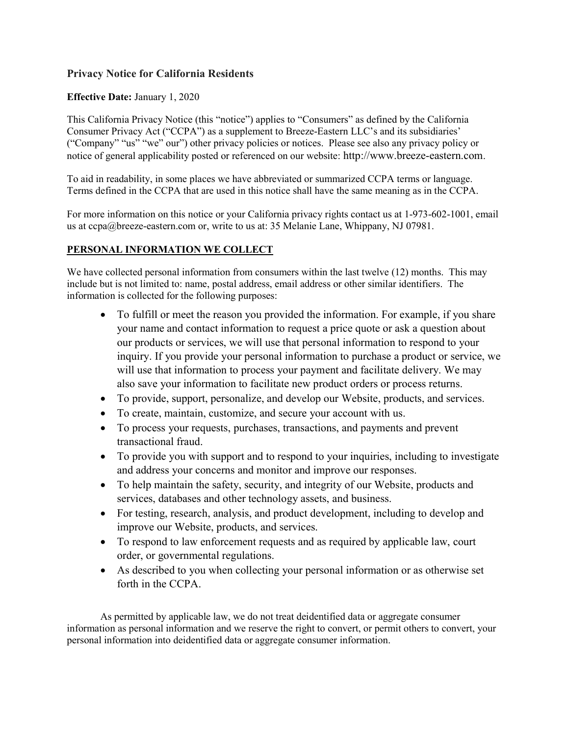## Privacy Notice for California Residents

**Effective Date:** January 1, 2020

This California Privacy Notice (this "notice") applies to "Consumers" as defined by the California Consumer Privacy Act ("CCPA") as a supplement to Breeze-Eastern LLC's and its subsidiaries' ("Company" "us" "we" our") other privacy policies or notices. Please see also any privacy policy or notice of general applicability posted or referenced on our website: http://www.breeze-eastern.com.

To aid in readability, in some places we have abbreviated or summarized CCPA terms or language. Terms defined in the CCPA that are used in this notice shall have the same meaning as in the CCPA.

For more information on this notice or your California privacy rights contact us at 1-973-602-1001, email us at ccpa@breeze-eastern.com or, write to us at: 35 Melanie Lane, Whippany, NJ 07981.

### PERSONAL INFORMATION WE COLLECT

We have collected personal information from consumers within the last twelve (12) months. This may include but is not limited to: name, postal address, email address or other similar identifiers. The information is collected for the following purposes:

- To fulfill or meet the reason you provided the information. For example, if you share your name and contact information to request a price quote or ask a question about our products or services, we will use that personal information to respond to your inquiry. If you provide your personal information to purchase a product or service, we will use that information to process your payment and facilitate delivery. We may also save your information to facilitate new product orders or process returns.
- To provide, support, personalize, and develop our Website, products, and services.
- To create, maintain, customize, and secure your account with us.
- To process your requests, purchases, transactions, and payments and prevent transactional fraud.
- To provide you with support and to respond to your inquiries, including to investigate and address your concerns and monitor and improve our responses.
- To help maintain the safety, security, and integrity of our Website, products and services, databases and other technology assets, and business.
- For testing, research, analysis, and product development, including to develop and improve our Website, products, and services.
- To respond to law enforcement requests and as required by applicable law, court order, or governmental regulations.
- As described to you when collecting your personal information or as otherwise set forth in the CCPA.

As permitted by applicable law, we do not treat deidentified data or aggregate consumer information as personal information and we reserve the right to convert, or permit others to convert, your personal information into deidentified data or aggregate consumer information.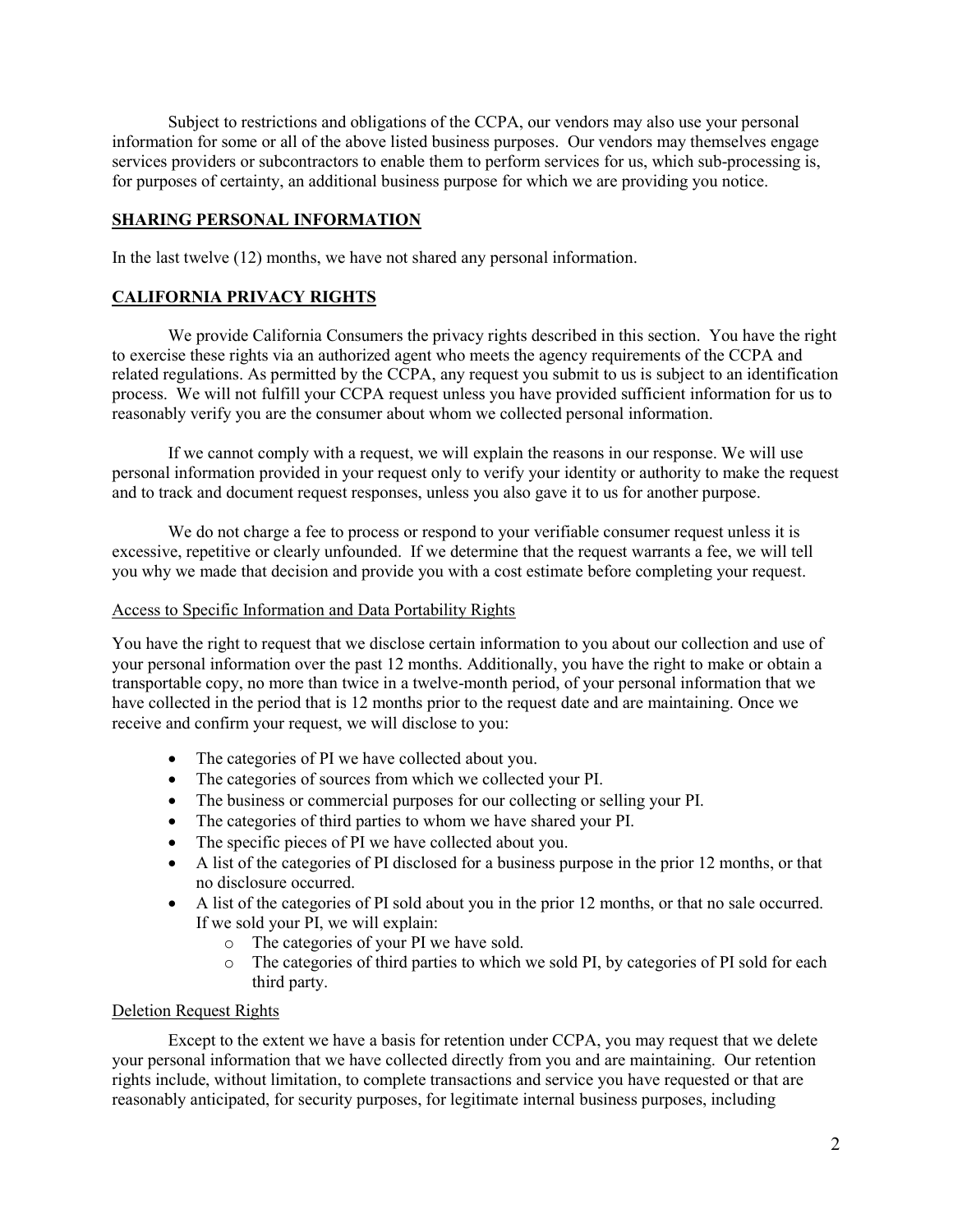Subject to restrictions and obligations of the CCPA, our vendors may also use your personal information for some or all of the above listed business purposes. Our vendors may themselves engage services providers or subcontractors to enable them to perform services for us, which sub-processing is, for purposes of certainty, an additional business purpose for which we are providing you notice.

## SHARING PERSONAL INFORMATION

In the last twelve (12) months, we have not shared any personal information.

## CALIFORNIA PRIVACY RIGHTS

We provide California Consumers the privacy rights described in this section. You have the right to exercise these rights via an authorized agent who meets the agency requirements of the CCPA and related regulations. As permitted by the CCPA, any request you submit to us is subject to an identification process. We will not fulfill your CCPA request unless you have provided sufficient information for us to reasonably verify you are the consumer about whom we collected personal information.

If we cannot comply with a request, we will explain the reasons in our response. We will use personal information provided in your request only to verify your identity or authority to make the request and to track and document request responses, unless you also gave it to us for another purpose.

We do not charge a fee to process or respond to your verifiable consumer request unless it is excessive, repetitive or clearly unfounded. If we determine that the request warrants a fee, we will tell you why we made that decision and provide you with a cost estimate before completing your request.

### Access to Specific Information and Data Portability Rights

You have the right to request that we disclose certain information to you about our collection and use of your personal information over the past 12 months. Additionally, you have the right to make or obtain a transportable copy, no more than twice in a twelve-month period, of your personal information that we have collected in the period that is 12 months prior to the request date and are maintaining. Once we receive and confirm your request, we will disclose to you:

- The categories of PI we have collected about you.
- The categories of sources from which we collected your PI.
- The business or commercial purposes for our collecting or selling your PI.
- The categories of third parties to whom we have shared your PI.
- The specific pieces of PI we have collected about you.
- A list of the categories of PI disclosed for a business purpose in the prior 12 months, or that no disclosure occurred.
- A list of the categories of PI sold about you in the prior 12 months, or that no sale occurred. If we sold your PI, we will explain:
  - The categories of your PI we have sold.
  - The categories of third parties to which we sold PI, by categories of PI sold for each third party.

### Deletion Request Rights

Except to the extent we have a basis for retention under CCPA, you may request that we delete your personal information that we have collected directly from you and are maintaining. Our retention rights include, without limitation, to complete transactions and service you have requested or that are reasonably anticipated, for security purposes, for legitimate internal business purposes, including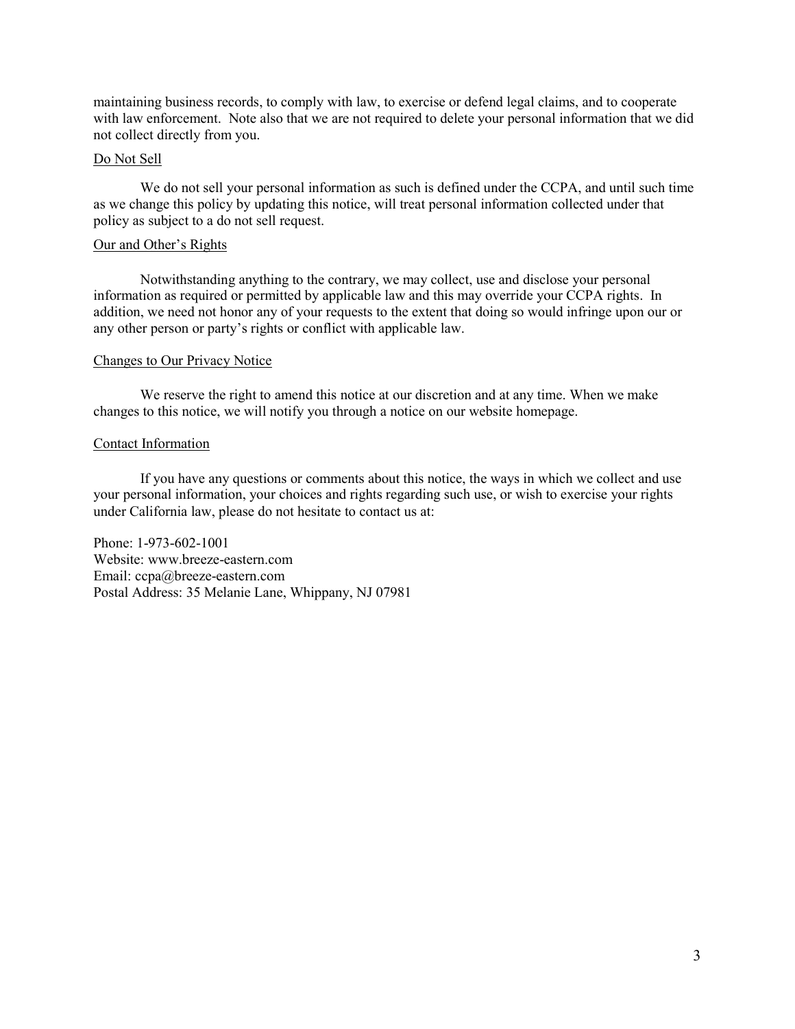maintaining business records, to comply with law, to exercise or defend legal claims, and to cooperate with law enforcement. Note also that we are not required to delete your personal information that we did not collect directly from you.

## Do Not Sell

We do not sell your personal information as such is defined under the CCPA, and until such time as we change this policy by updating this notice, will treat personal information collected under that policy as subject to a do not sell request.

## Our and Other's Rights

Notwithstanding anything to the contrary, we may collect, use and disclose your personal information as required or permitted by applicable law and this may override your CCPA rights. In addition, we need not honor any of your requests to the extent that doing so would infringe upon our or any other person or party's rights or conflict with applicable law.

## Changes to Our Privacy Notice

We reserve the right to amend this notice at our discretion and at any time. When we make changes to this notice, we will notify you through a notice on our website homepage.

## Contact Information

If you have any questions or comments about this notice, the ways in which we collect and use your personal information, your choices and rights regarding such use, or wish to exercise your rights under California law, please do not hesitate to contact us at:

Phone: 1-973-602-1001
Website: www.breeze-eastern.com
Email: ccpa@breeze-eastern.com
Postal Address: 35 Melanie Lane, Whippany, NJ 07981